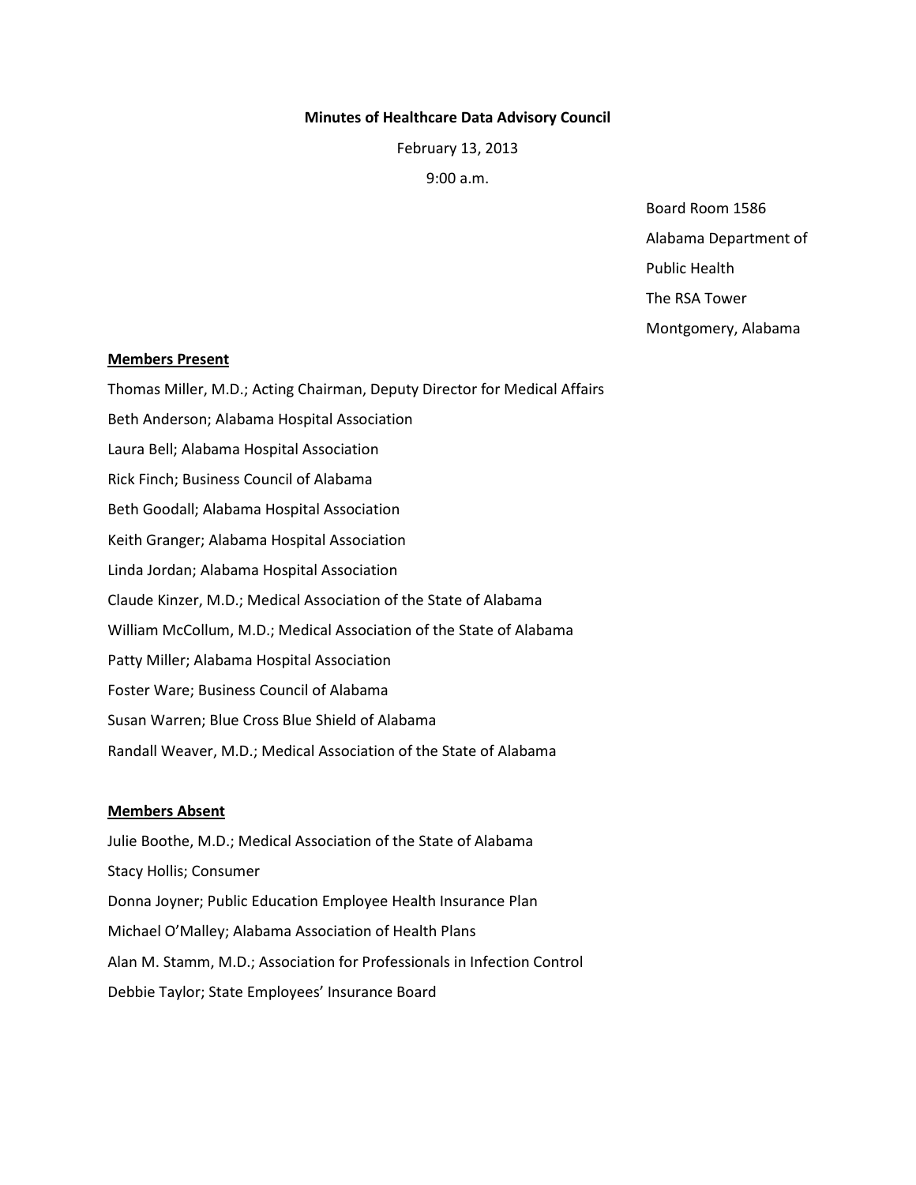**Minutes of Healthcare Data Advisory Council**

February 13, 2013

9:00 a.m.

Board Room 1586
Alabama Department of
Public Health
The RSA Tower
Montgomery, Alabama

**Members Present**

Thomas Miller, M.D.; Acting Chairman, Deputy Director for Medical Affairs
Beth Anderson; Alabama Hospital Association
Laura Bell; Alabama Hospital Association
Rick Finch; Business Council of Alabama
Beth Goodall; Alabama Hospital Association
Keith Granger; Alabama Hospital Association
Linda Jordan; Alabama Hospital Association
Claude Kinzer, M.D.; Medical Association of the State of Alabama
William McCollum, M.D.; Medical Association of the State of Alabama
Patty Miller; Alabama Hospital Association
Foster Ware; Business Council of Alabama
Susan Warren; Blue Cross Blue Shield of Alabama
Randall Weaver, M.D.; Medical Association of the State of Alabama

**Members Absent**

Julie Boothe, M.D.; Medical Association of the State of Alabama
Stacy Hollis; Consumer
Donna Joyner; Public Education Employee Health Insurance Plan
Michael O'Malley; Alabama Association of Health Plans
Alan M. Stamm, M.D.; Association for Professionals in Infection Control
Debbie Taylor; State Employees' Insurance Board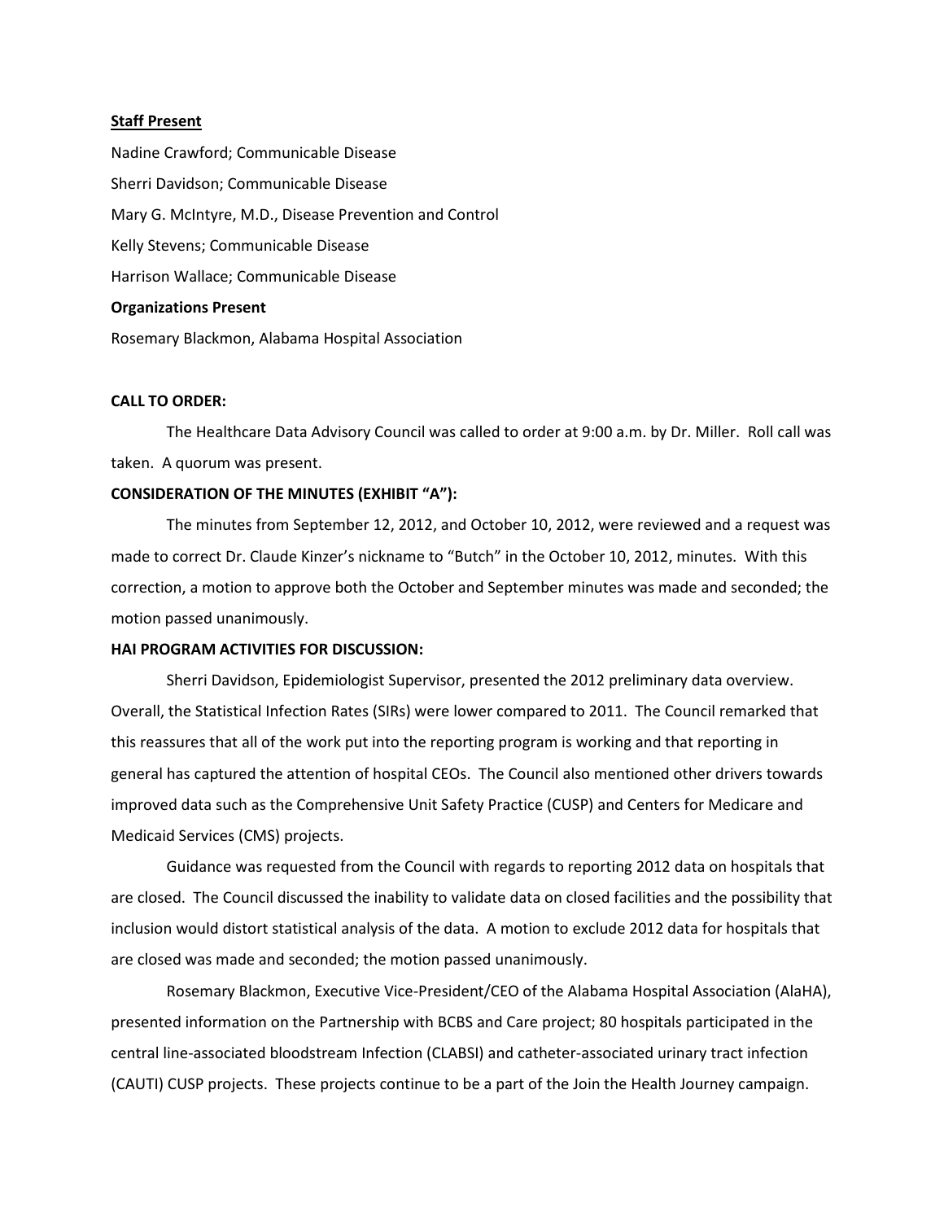**Staff Present**

Nadine Crawford; Communicable Disease

Sherri Davidson; Communicable Disease

Mary G. McIntyre, M.D., Disease Prevention and Control

Kelly Stevens; Communicable Disease

Harrison Wallace; Communicable Disease

**Organizations Present**

Rosemary Blackmon, Alabama Hospital Association

**CALL TO ORDER:**

The Healthcare Data Advisory Council was called to order at 9:00 a.m. by Dr. Miller. Roll call was taken. A quorum was present.

**CONSIDERATION OF THE MINUTES (EXHIBIT "A"):**

The minutes from September 12, 2012, and October 10, 2012, were reviewed and a request was made to correct Dr. Claude Kinzer's nickname to "Butch" in the October 10, 2012, minutes. With this correction, a motion to approve both the October and September minutes was made and seconded; the motion passed unanimously.

**HAI PROGRAM ACTIVITIES FOR DISCUSSION:**

Sherri Davidson, Epidemiologist Supervisor, presented the 2012 preliminary data overview. Overall, the Statistical Infection Rates (SIRs) were lower compared to 2011. The Council remarked that this reassures that all of the work put into the reporting program is working and that reporting in general has captured the attention of hospital CEOs. The Council also mentioned other drivers towards improved data such as the Comprehensive Unit Safety Practice (CUSP) and Centers for Medicare and Medicaid Services (CMS) projects.

Guidance was requested from the Council with regards to reporting 2012 data on hospitals that are closed. The Council discussed the inability to validate data on closed facilities and the possibility that inclusion would distort statistical analysis of the data. A motion to exclude 2012 data for hospitals that are closed was made and seconded; the motion passed unanimously.

Rosemary Blackmon, Executive Vice-President/CEO of the Alabama Hospital Association (AlaHA), presented information on the Partnership with BCBS and Care project; 80 hospitals participated in the central line-associated bloodstream Infection (CLABSI) and catheter-associated urinary tract infection (CAUTI) CUSP projects. These projects continue to be a part of the Join the Health Journey campaign.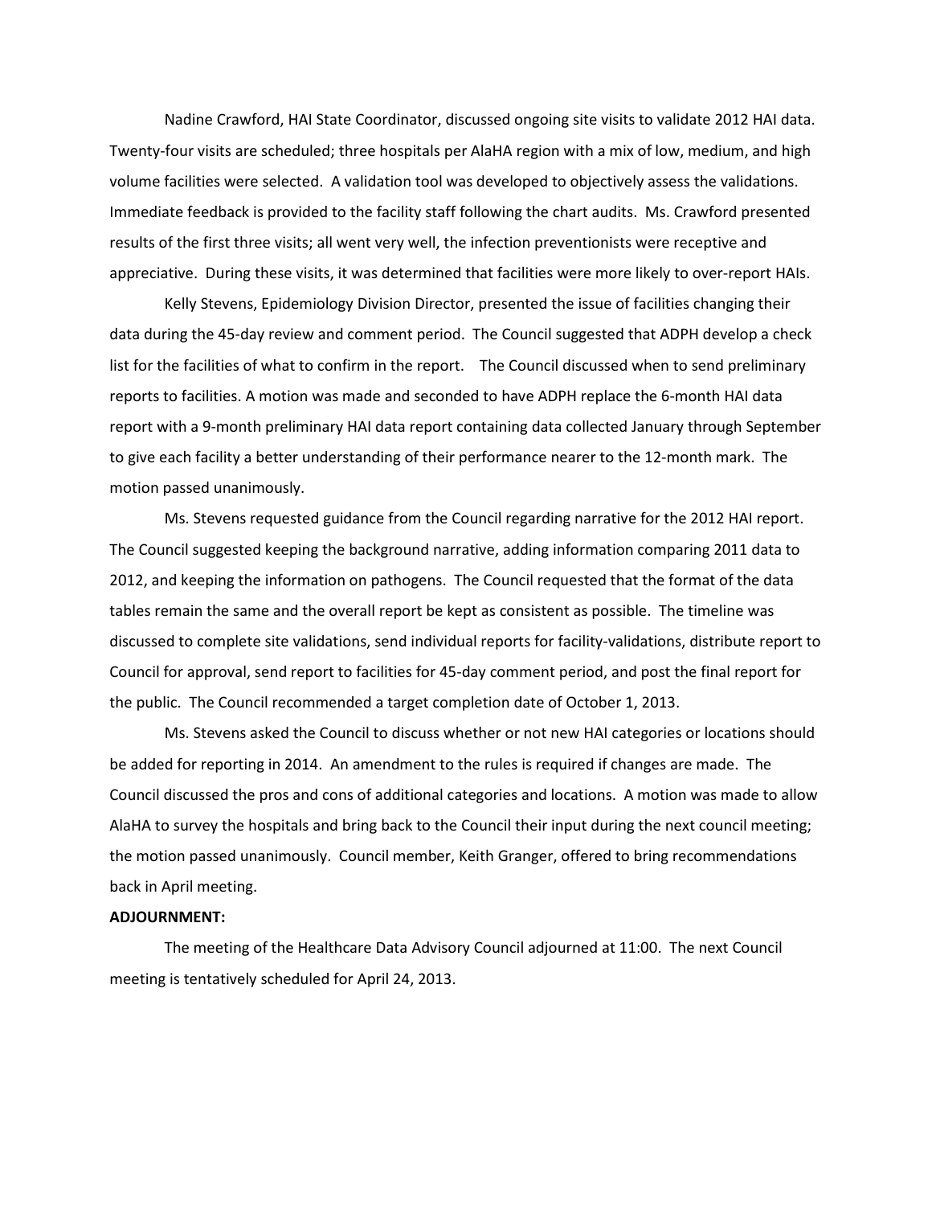Nadine Crawford, HAI State Coordinator, discussed ongoing site visits to validate 2012 HAI data. Twenty-four visits are scheduled; three hospitals per AlaHA region with a mix of low, medium, and high volume facilities were selected. A validation tool was developed to objectively assess the validations. Immediate feedback is provided to the facility staff following the chart audits. Ms. Crawford presented results of the first three visits; all went very well, the infection preventionists were receptive and appreciative. During these visits, it was determined that facilities were more likely to over-report HAIs.

Kelly Stevens, Epidemiology Division Director, presented the issue of facilities changing their data during the 45-day review and comment period. The Council suggested that ADPH develop a check list for the facilities of what to confirm in the report. The Council discussed when to send preliminary reports to facilities. A motion was made and seconded to have ADPH replace the 6-month HAI data report with a 9-month preliminary HAI data report containing data collected January through September to give each facility a better understanding of their performance nearer to the 12-month mark. The motion passed unanimously.

Ms. Stevens requested guidance from the Council regarding narrative for the 2012 HAI report. The Council suggested keeping the background narrative, adding information comparing 2011 data to 2012, and keeping the information on pathogens. The Council requested that the format of the data tables remain the same and the overall report be kept as consistent as possible. The timeline was discussed to complete site validations, send individual reports for facility-validations, distribute report to Council for approval, send report to facilities for 45-day comment period, and post the final report for the public. The Council recommended a target completion date of October 1, 2013.

Ms. Stevens asked the Council to discuss whether or not new HAI categories or locations should be added for reporting in 2014. An amendment to the rules is required if changes are made. The Council discussed the pros and cons of additional categories and locations. A motion was made to allow AlaHA to survey the hospitals and bring back to the Council their input during the next council meeting; the motion passed unanimously. Council member, Keith Granger, offered to bring recommendations back in April meeting.

**ADJOURNMENT:**

The meeting of the Healthcare Data Advisory Council adjourned at 11:00. The next Council meeting is tentatively scheduled for April 24, 2013.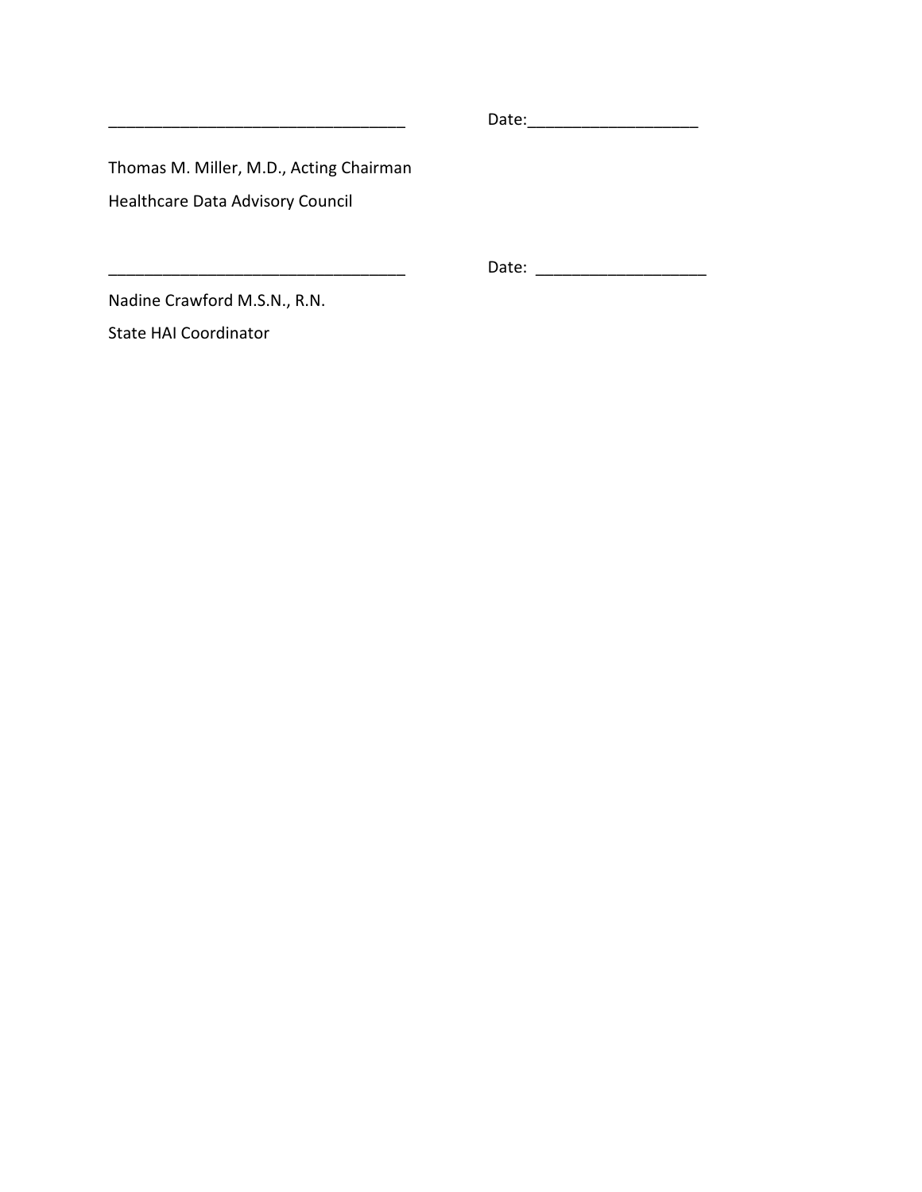_________________________________ Date:___________________

Thomas M. Miller, M.D., Acting Chairman

Healthcare Data Advisory Council

_________________________________ Date: ___________________

Nadine Crawford M.S.N., R.N.

State HAI Coordinator